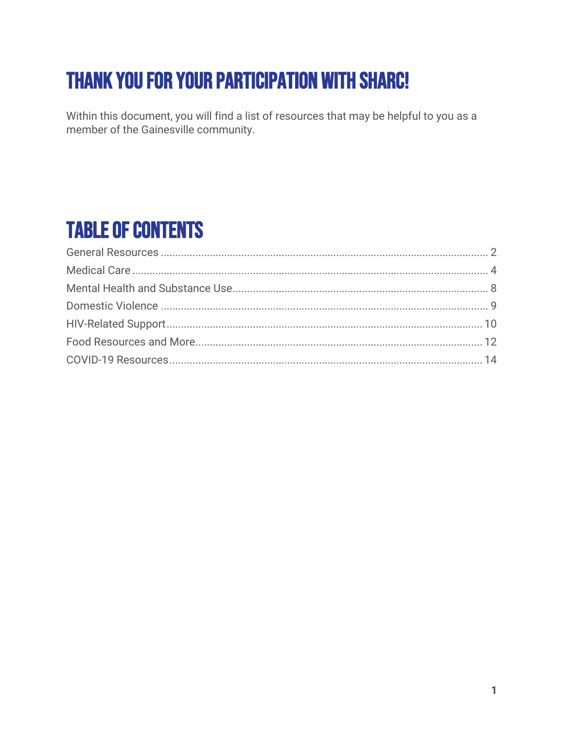# THANK YOU FOR YOUR PARTICIPATION WITH SHARC!

Within this document, you will find a list of resources that may be helpful to you as a member of the Gainesville community.

## TABLE OF CONTENTS

General Resources ........................................ 2
Medical Care ........................................ 4
Mental Health and Substance Use ........................................ 8
Domestic Violence ........................................ 9
HIV-Related Support ........................................ 10
Food Resources and More ........................................ 12
COVID-19 Resources ........................................ 14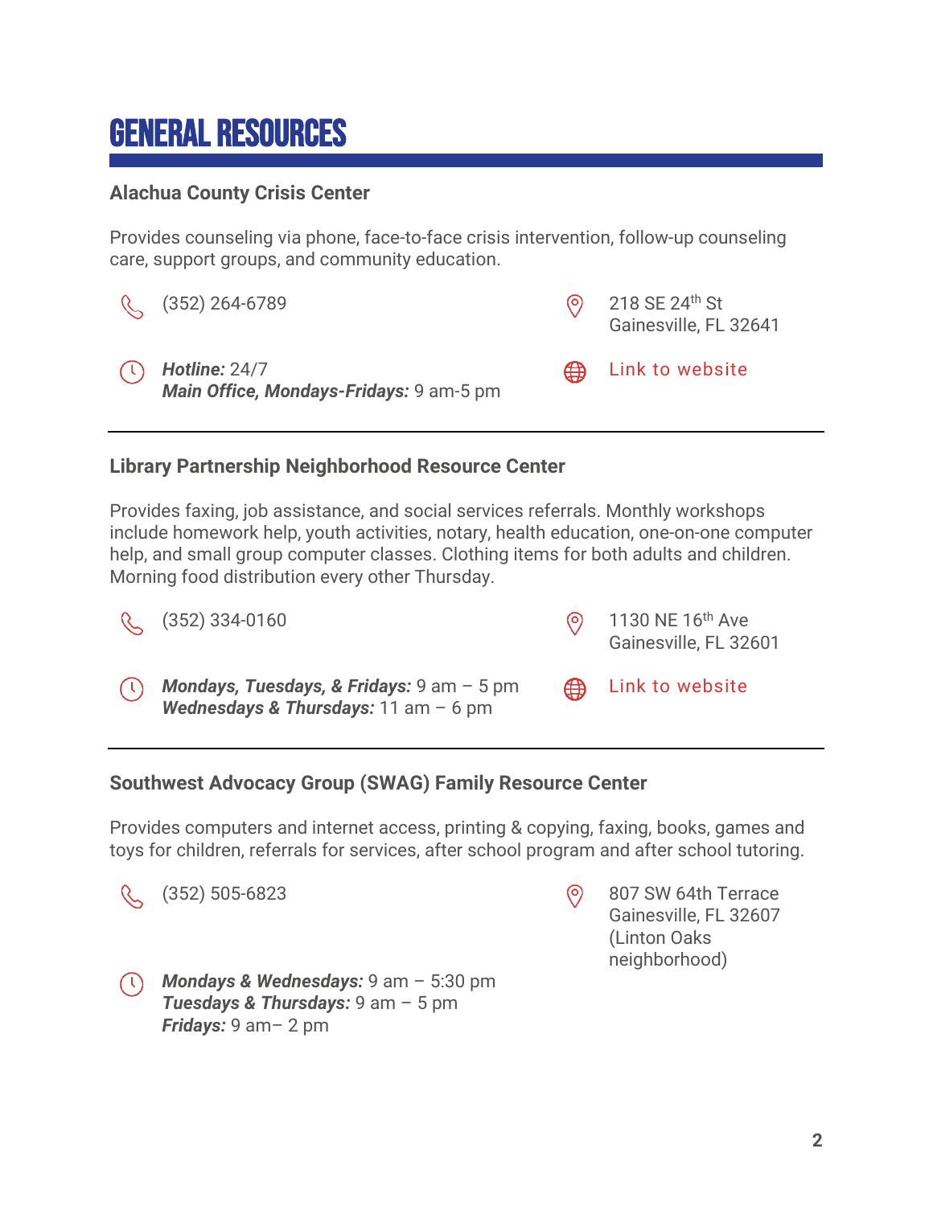# GENERAL RESOURCES

### Alachua County Crisis Center

Provides counseling via phone, face-to-face crisis intervention, follow-up counseling care, support groups, and community education.

(352) 264-6789

218 SE 24th St
Gainesville, FL 32641

***Hotline:*** 24/7
***Main Office, Mondays-Fridays:*** 9 am-5 pm

Link to website

---

### Library Partnership Neighborhood Resource Center

Provides faxing, job assistance, and social services referrals. Monthly workshops include homework help, youth activities, notary, health education, one-on-one computer help, and small group computer classes. Clothing items for both adults and children. Morning food distribution every other Thursday.

(352) 334-0160

1130 NE 16th Ave
Gainesville, FL 32601

***Mondays, Tuesdays, & Fridays:*** 9 am – 5 pm
***Wednesdays & Thursdays:*** 11 am – 6 pm

Link to website

---

### Southwest Advocacy Group (SWAG) Family Resource Center

Provides computers and internet access, printing & copying, faxing, books, games and toys for children, referrals for services, after school program and after school tutoring.

(352) 505-6823

807 SW 64th Terrace
Gainesville, FL 32607
(Linton Oaks neighborhood)

***Mondays & Wednesdays:*** 9 am – 5:30 pm
***Tuesdays & Thursdays:*** 9 am – 5 pm
***Fridays:*** 9 am– 2 pm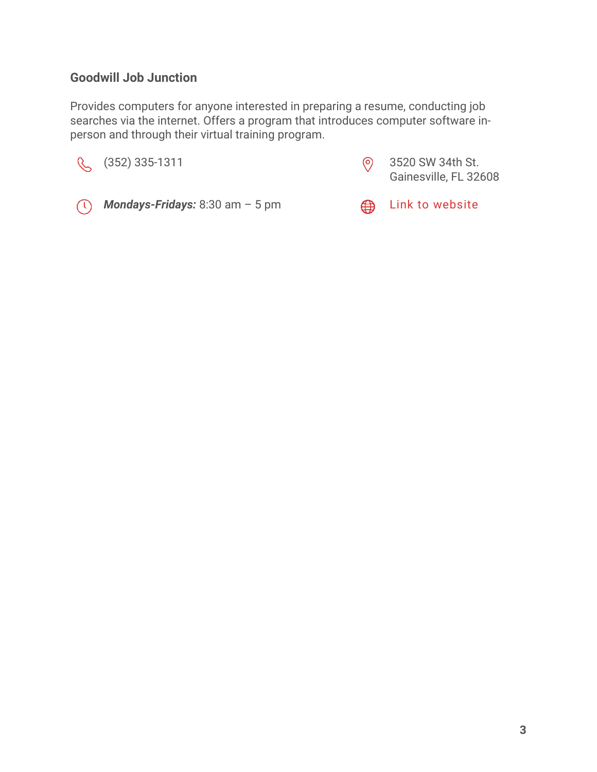### Goodwill Job Junction

Provides computers for anyone interested in preparing a resume, conducting job searches via the internet. Offers a program that introduces computer software in-person and through their virtual training program.

(352) 335-1311

3520 SW 34th St.
Gainesville, FL 32608

***Mondays-Fridays:*** 8:30 am – 5 pm

Link to website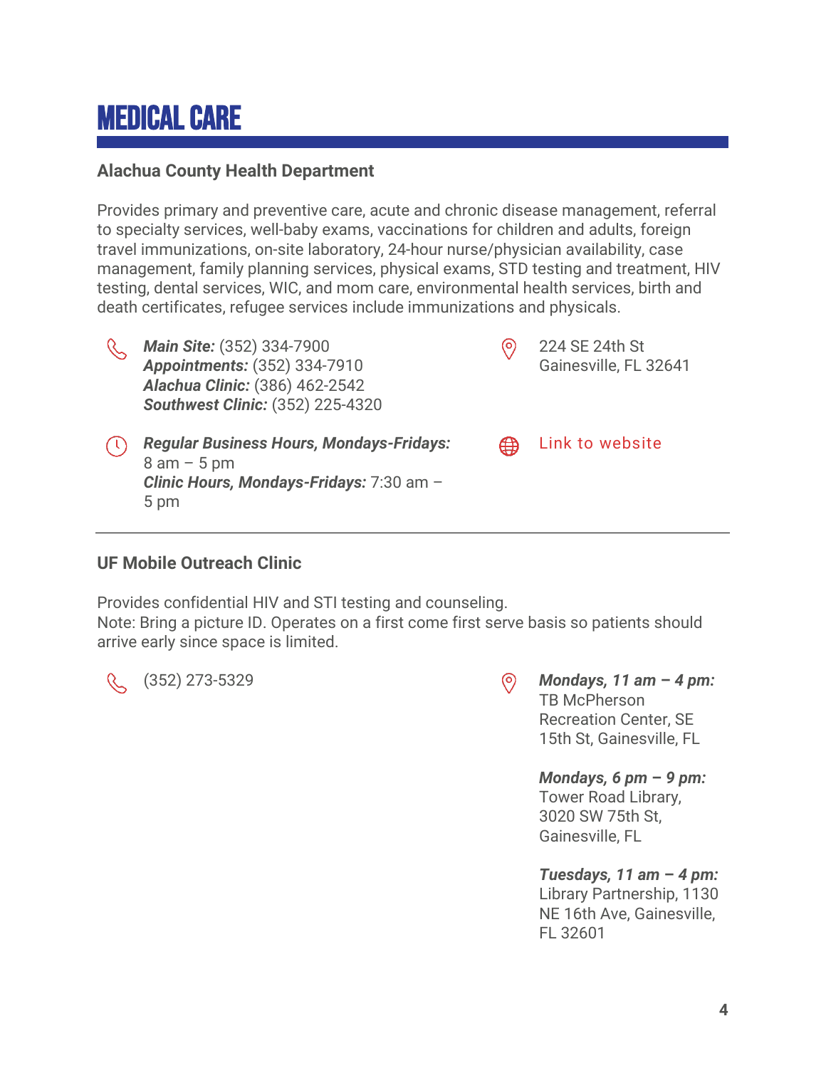# MEDICAL CARE

### Alachua County Health Department

Provides primary and preventive care, acute and chronic disease management, referral to specialty services, well-baby exams, vaccinations for children and adults, foreign travel immunizations, on-site laboratory, 24-hour nurse/physician availability, case management, family planning services, physical exams, STD testing and treatment, HIV testing, dental services, WIC, and mom care, environmental health services, birth and death certificates, refugee services include immunizations and physicals.

***Main Site:*** (352) 334-7900
***Appointments:*** (352) 334-7910
***Alachua Clinic:*** (386) 462-2542
***Southwest Clinic:*** (352) 225-4320

224 SE 24th St
Gainesville, FL 32641

***Regular Business Hours, Mondays-Fridays:*** 8 am – 5 pm
***Clinic Hours, Mondays-Fridays:*** 7:30 am – 5 pm

Link to website

---

### UF Mobile Outreach Clinic

Provides confidential HIV and STI testing and counseling.
Note: Bring a picture ID. Operates on a first come first serve basis so patients should arrive early since space is limited.

(352) 273-5329

***Mondays, 11 am – 4 pm:*** TB McPherson Recreation Center, SE 15th St, Gainesville, FL

***Mondays, 6 pm – 9 pm:*** Tower Road Library, 3020 SW 75th St, Gainesville, FL

***Tuesdays, 11 am – 4 pm:*** Library Partnership, 1130 NE 16th Ave, Gainesville, FL 32601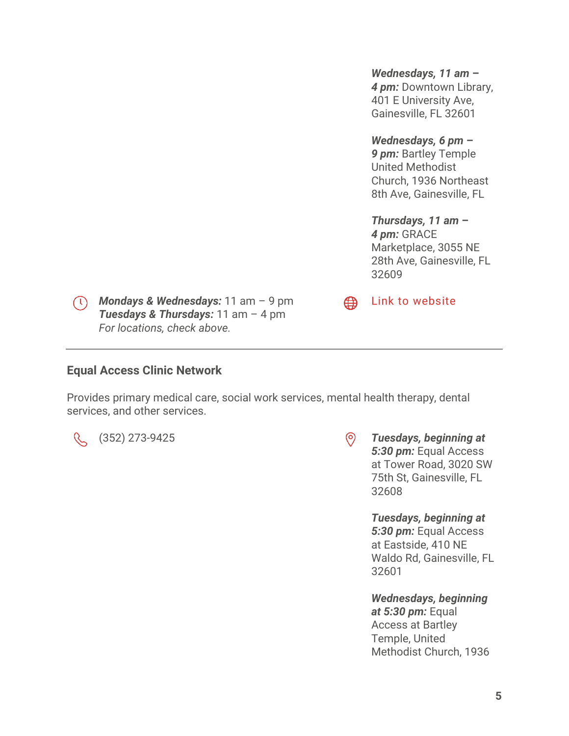***Wednesdays, 11 am – 4 pm:*** Downtown Library, 401 E University Ave, Gainesville, FL 32601

***Wednesdays, 6 pm – 9 pm:*** Bartley Temple United Methodist Church, 1936 Northeast 8th Ave, Gainesville, FL

***Thursdays, 11 am – 4 pm:*** GRACE Marketplace, 3055 NE 28th Ave, Gainesville, FL 32609

***Mondays & Wednesdays:*** 11 am – 9 pm
***Tuesdays & Thursdays:*** 11 am – 4 pm
*For locations, check above.*

Link to website

---

### Equal Access Clinic Network

Provides primary medical care, social work services, mental health therapy, dental services, and other services.

(352) 273-9425

***Tuesdays, beginning at 5:30 pm:*** Equal Access at Tower Road, 3020 SW 75th St, Gainesville, FL 32608

***Tuesdays, beginning at 5:30 pm:*** Equal Access at Eastside, 410 NE Waldo Rd, Gainesville, FL 32601

***Wednesdays, beginning at 5:30 pm:*** Equal Access at Bartley Temple, United Methodist Church, 1936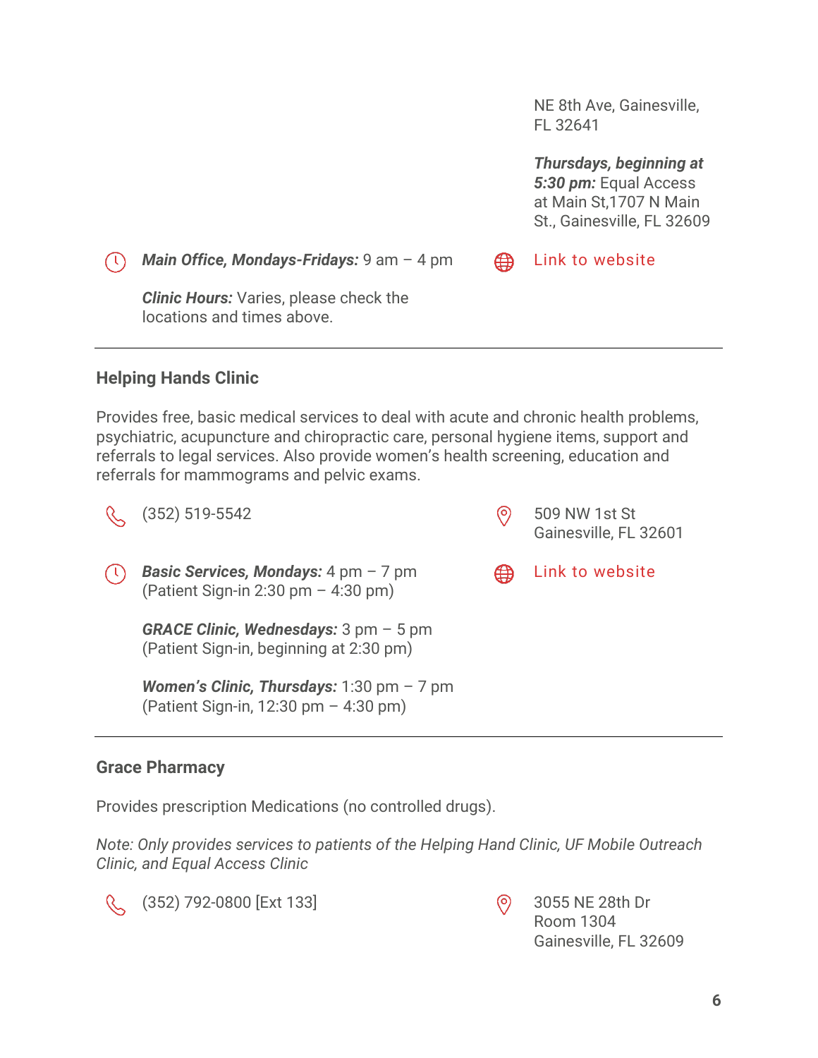NE 8th Ave, Gainesville, FL 32641

***Thursdays, beginning at 5:30 pm:*** Equal Access at Main St,1707 N Main St., Gainesville, FL 32609

***Main Office, Mondays-Fridays:*** 9 am – 4 pm

***Clinic Hours:*** Varies, please check the locations and times above.

Link to website

---

### Helping Hands Clinic

Provides free, basic medical services to deal with acute and chronic health problems, psychiatric, acupuncture and chiropractic care, personal hygiene items, support and referrals to legal services. Also provide women's health screening, education and referrals for mammograms and pelvic exams.

(352) 519-5542

509 NW 1st St
Gainesville, FL 32601

***Basic Services, Mondays:*** 4 pm – 7 pm
(Patient Sign-in 2:30 pm – 4:30 pm)

***GRACE Clinic, Wednesdays:*** 3 pm – 5 pm
(Patient Sign-in, beginning at 2:30 pm)

***Women's Clinic, Thursdays:*** 1:30 pm – 7 pm
(Patient Sign-in, 12:30 pm – 4:30 pm)

Link to website

---

### Grace Pharmacy

Provides prescription Medications (no controlled drugs).

*Note: Only provides services to patients of the Helping Hand Clinic, UF Mobile Outreach Clinic, and Equal Access Clinic*

(352) 792-0800 [Ext 133]

3055 NE 28th Dr
Room 1304
Gainesville, FL 32609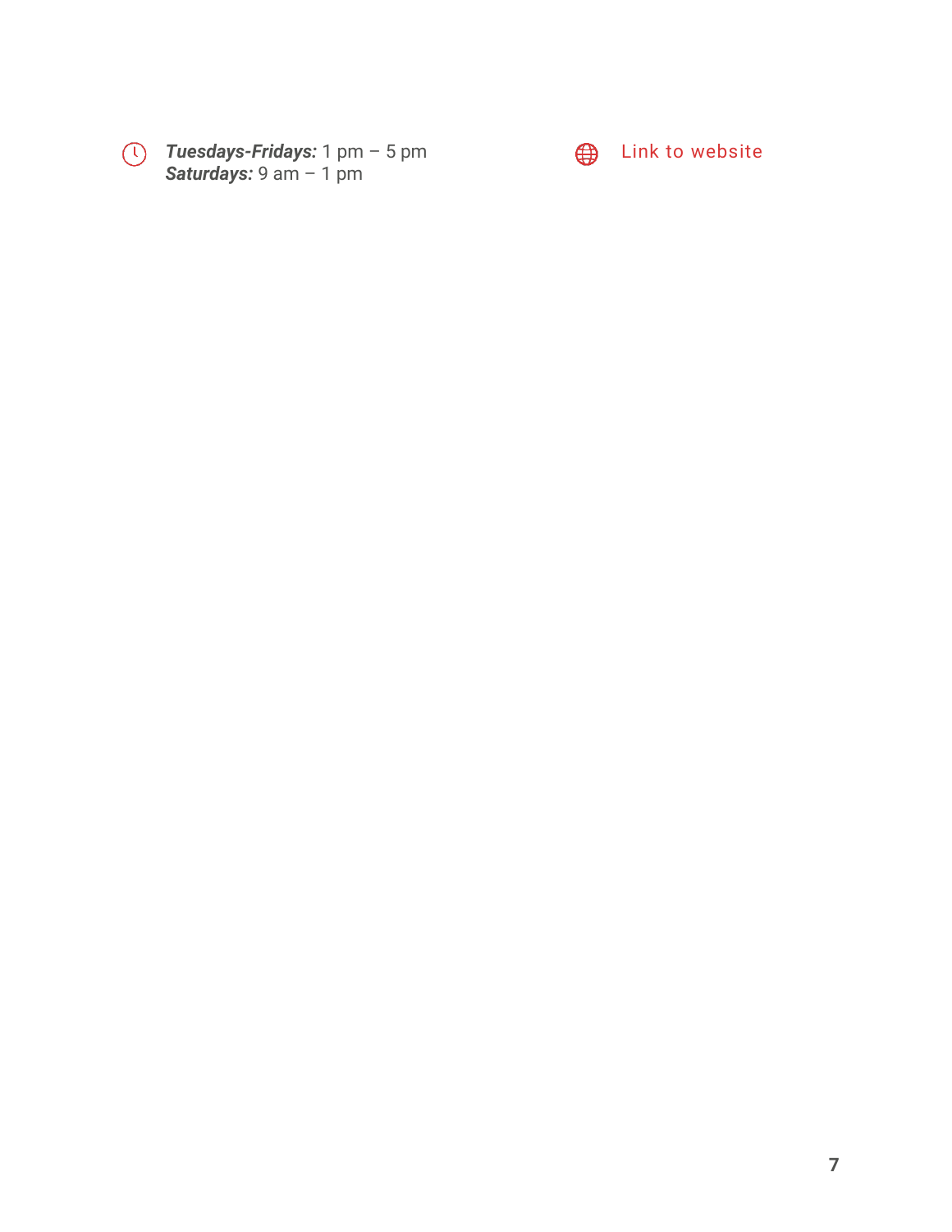***Tuesdays-Fridays:*** 1 pm – 5 pm
***Saturdays:*** 9 am – 1 pm

Link to website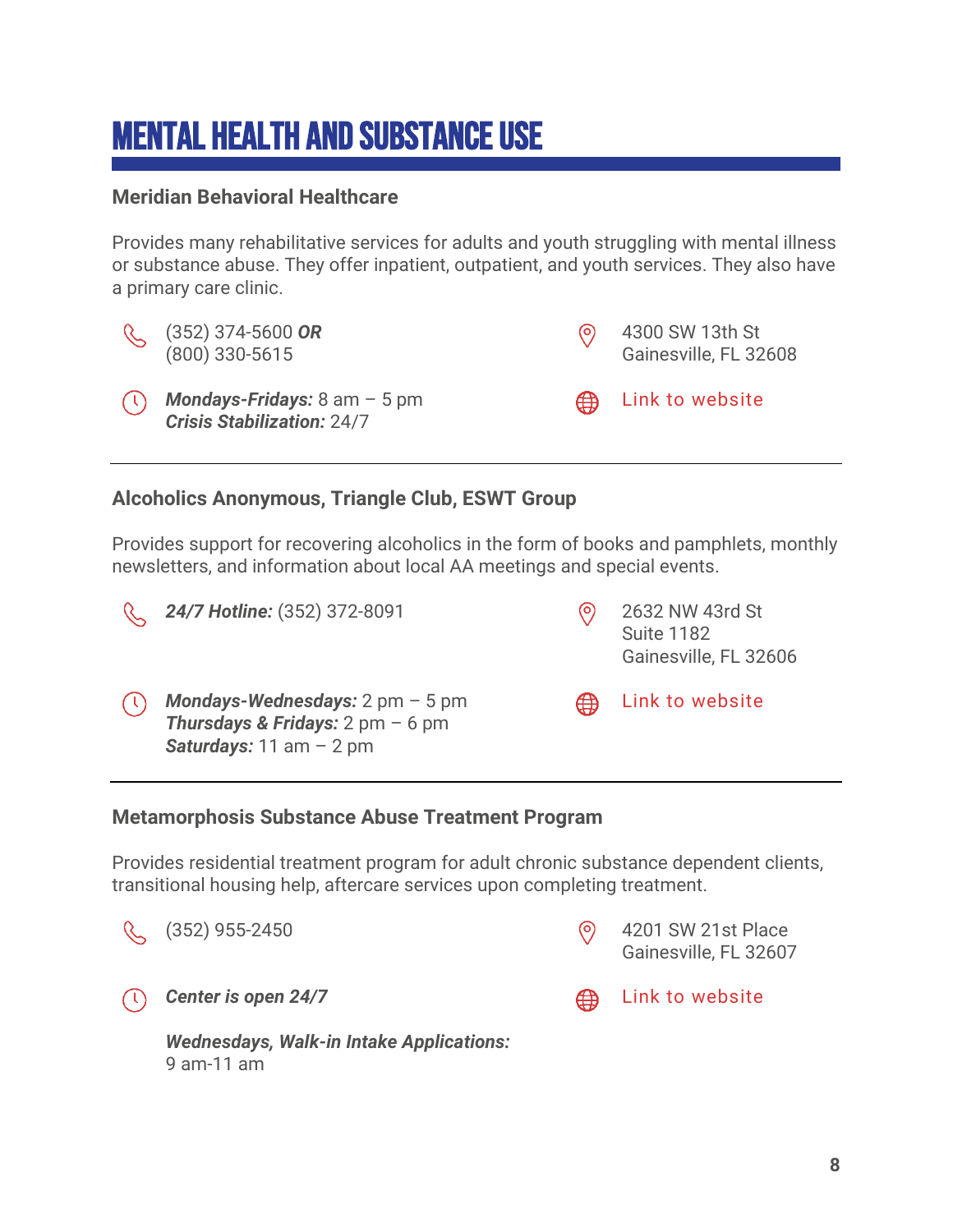# MENTAL HEALTH AND SUBSTANCE USE

### Meridian Behavioral Healthcare

Provides many rehabilitative services for adults and youth struggling with mental illness or substance abuse. They offer inpatient, outpatient, and youth services. They also have a primary care clinic.

(352) 374-5600 ***OR***
(800) 330-5615

***Mondays-Fridays:*** 8 am – 5 pm
***Crisis Stabilization:*** 24/7

4300 SW 13th St
Gainesville, FL 32608

Link to website

---

### Alcoholics Anonymous, Triangle Club, ESWT Group

Provides support for recovering alcoholics in the form of books and pamphlets, monthly newsletters, and information about local AA meetings and special events.

***24/7 Hotline:*** (352) 372-8091

***Mondays-Wednesdays:*** 2 pm – 5 pm
***Thursdays & Fridays:*** 2 pm – 6 pm
***Saturdays:*** 11 am – 2 pm

2632 NW 43rd St
Suite 1182
Gainesville, FL 32606

Link to website

---

### Metamorphosis Substance Abuse Treatment Program

Provides residential treatment program for adult chronic substance dependent clients, transitional housing help, aftercare services upon completing treatment.

(352) 955-2450

***Center is open 24/7***

***Wednesdays, Walk-in Intake Applications:***
9 am-11 am

4201 SW 21st Place
Gainesville, FL 32607

Link to website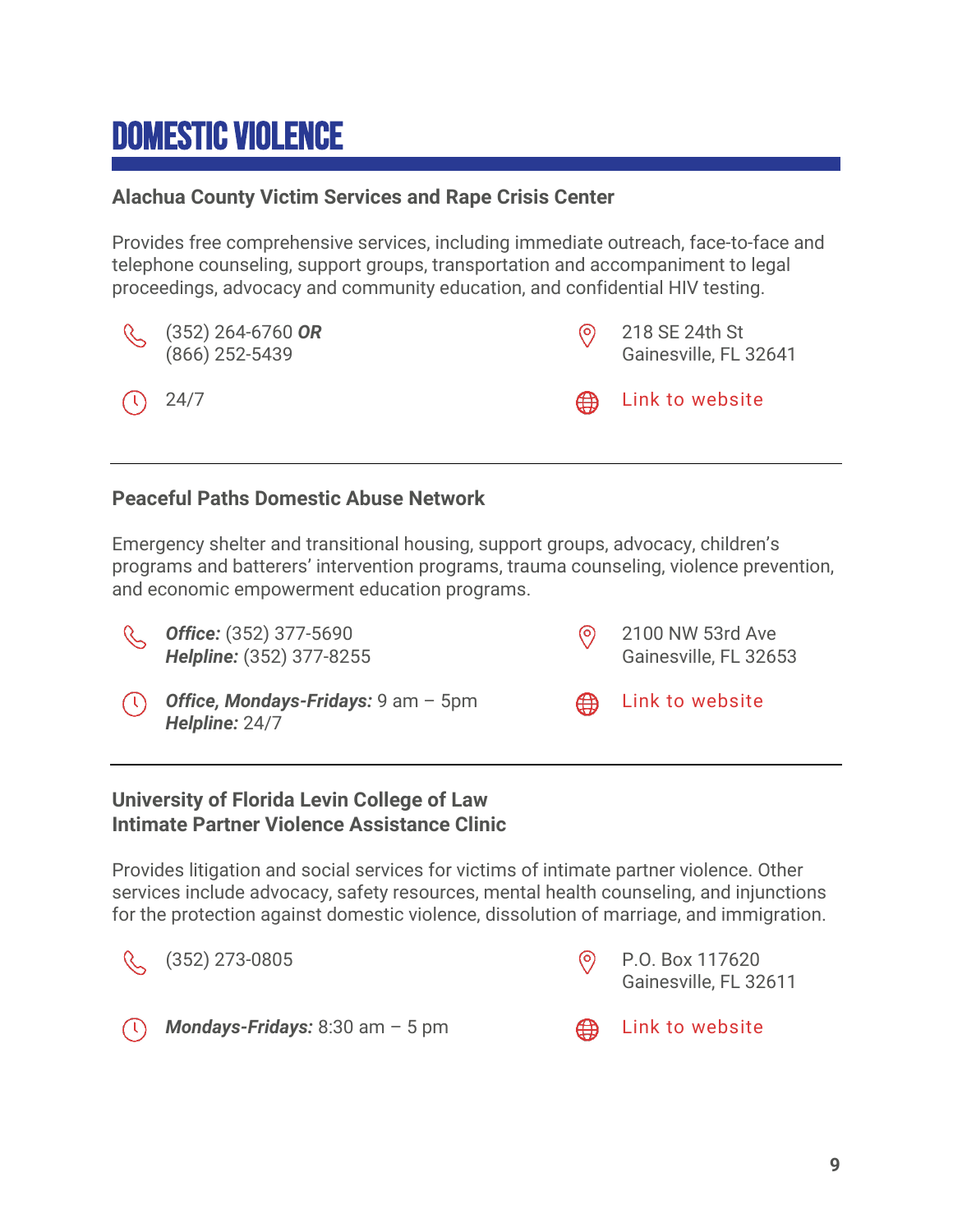# DOMESTIC VIOLENCE

### Alachua County Victim Services and Rape Crisis Center

Provides free comprehensive services, including immediate outreach, face-to-face and telephone counseling, support groups, transportation and accompaniment to legal proceedings, advocacy and community education, and confidential HIV testing.

(352) 264-6760 ***OR***
(866) 252-5439

24/7

218 SE 24th St
Gainesville, FL 32641

Link to website

---

### Peaceful Paths Domestic Abuse Network

Emergency shelter and transitional housing, support groups, advocacy, children's programs and batterers' intervention programs, trauma counseling, violence prevention, and economic empowerment education programs.

***Office:*** (352) 377-5690
***Helpline:*** (352) 377-8255

***Office, Mondays-Fridays:*** 9 am – 5pm
***Helpline:*** 24/7

2100 NW 53rd Ave
Gainesville, FL 32653

Link to website

---

### University of Florida Levin College of Law
### Intimate Partner Violence Assistance Clinic

Provides litigation and social services for victims of intimate partner violence. Other services include advocacy, safety resources, mental health counseling, and injunctions for the protection against domestic violence, dissolution of marriage, and immigration.

(352) 273-0805

***Mondays-Fridays:*** 8:30 am – 5 pm

P.O. Box 117620
Gainesville, FL 32611

Link to website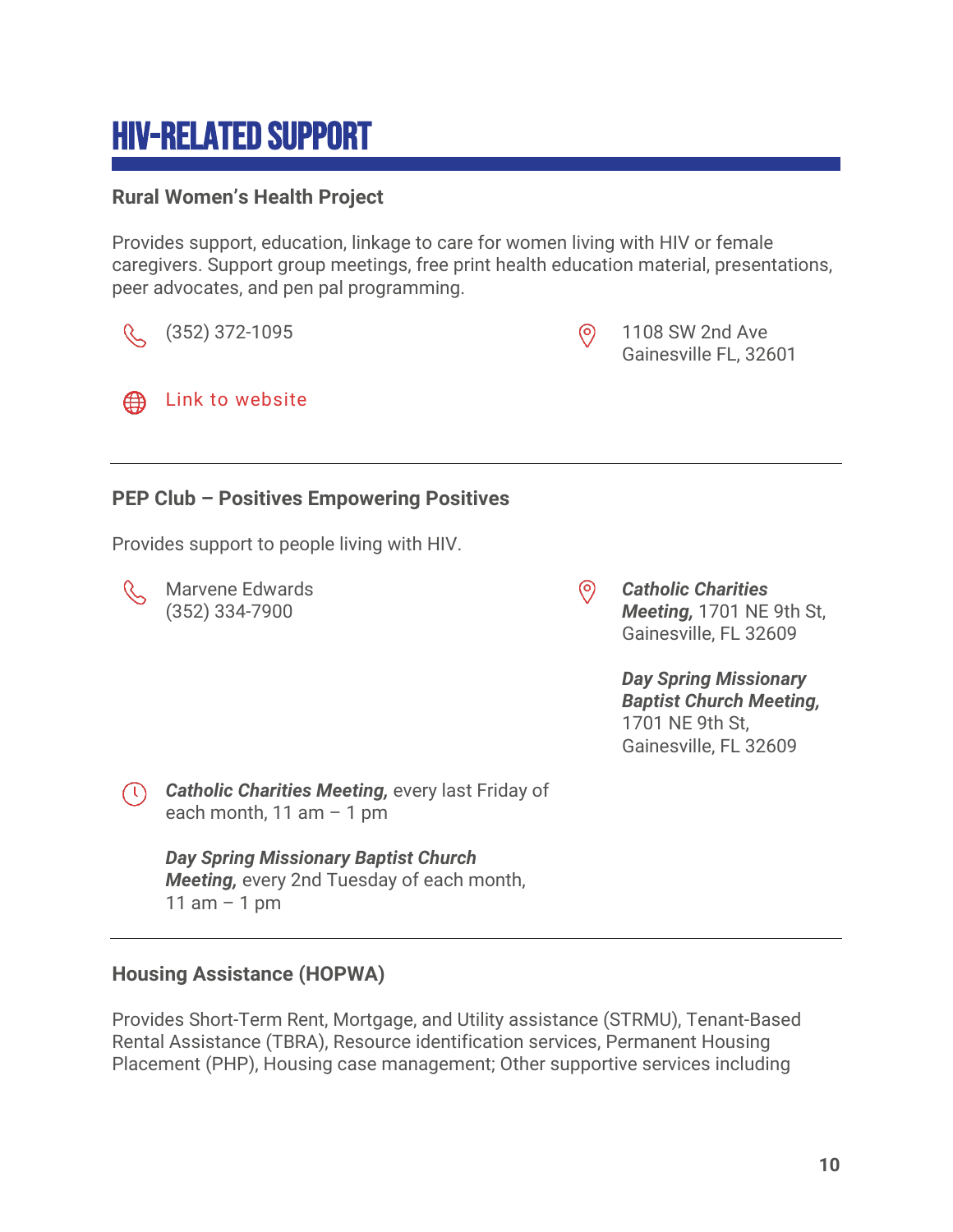# HIV-RELATED SUPPORT

### Rural Women's Health Project

Provides support, education, linkage to care for women living with HIV or female caregivers. Support group meetings, free print health education material, presentations, peer advocates, and pen pal programming.

(352) 372-1095

1108 SW 2nd Ave
Gainesville FL, 32601

Link to website

---

### PEP Club – Positives Empowering Positives

Provides support to people living with HIV.

Marvene Edwards
(352) 334-7900

***Catholic Charities Meeting,*** 1701 NE 9th St, Gainesville, FL 32609

***Day Spring Missionary Baptist Church Meeting,*** 1701 NE 9th St, Gainesville, FL 32609

***Catholic Charities Meeting,*** every last Friday of each month, 11 am – 1 pm

***Day Spring Missionary Baptist Church Meeting,*** every 2nd Tuesday of each month, 11 am – 1 pm

---

### Housing Assistance (HOPWA)

Provides Short-Term Rent, Mortgage, and Utility assistance (STRMU), Tenant-Based Rental Assistance (TBRA), Resource identification services, Permanent Housing Placement (PHP), Housing case management; Other supportive services including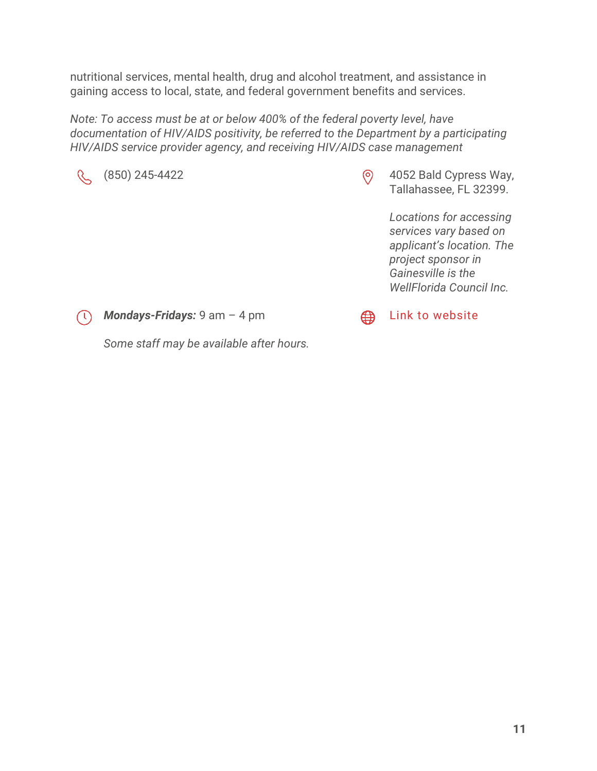nutritional services, mental health, drug and alcohol treatment, and assistance in gaining access to local, state, and federal government benefits and services.

*Note: To access must be at or below 400% of the federal poverty level, have documentation of HIV/AIDS positivity, be referred to the Department by a participating HIV/AIDS service provider agency, and receiving HIV/AIDS case management*

(850) 245-4422

4052 Bald Cypress Way, Tallahassee, FL 32399.

*Locations for accessing services vary based on applicant's location. The project sponsor in Gainesville is the WellFlorida Council Inc.*

***Mondays-Fridays:*** 9 am – 4 pm

*Some staff may be available after hours.*

Link to website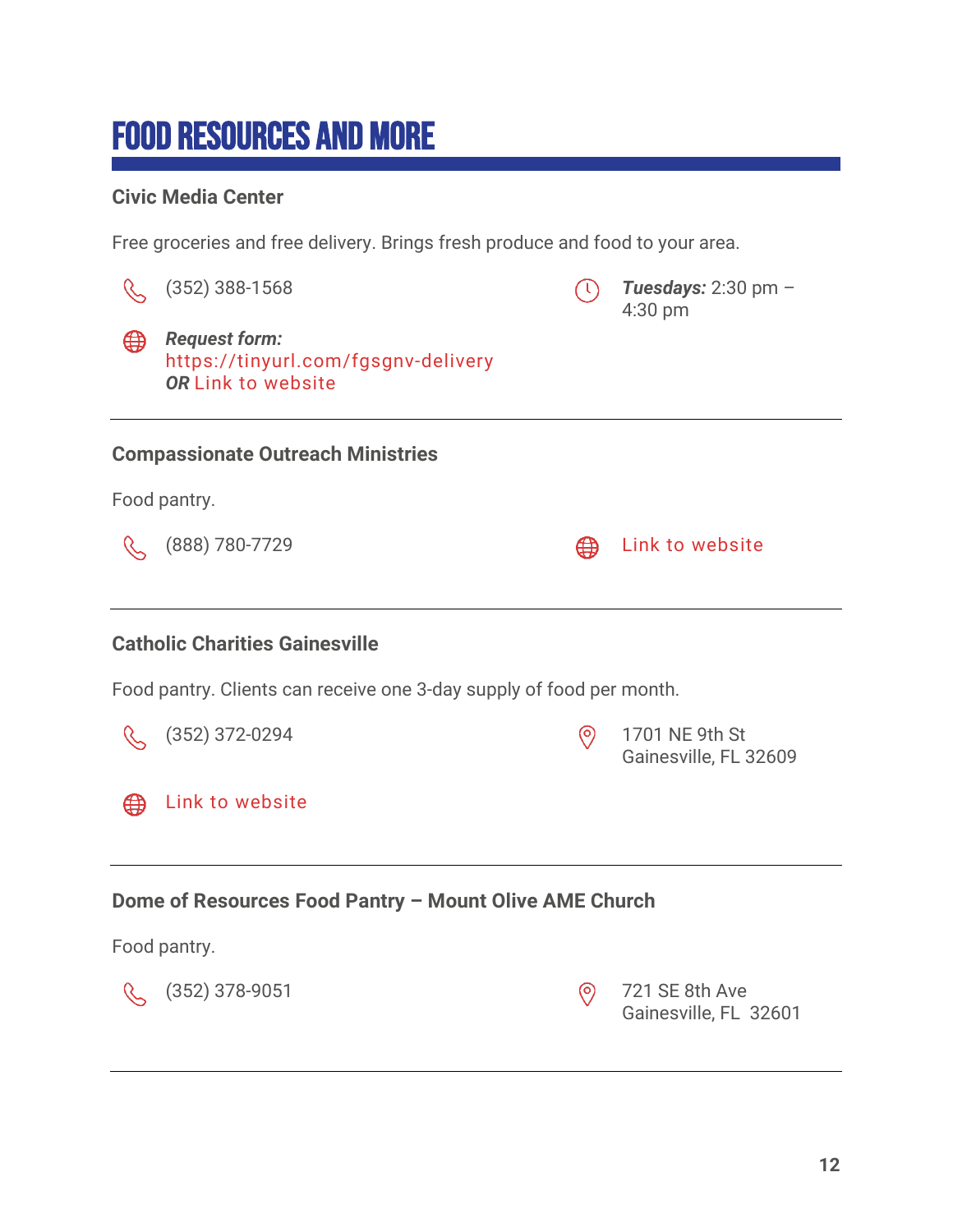# Food Resources and More

### Civic Media Center

Free groceries and free delivery. Brings fresh produce and food to your area.

(352) 388-1568

***Tuesdays:*** 2:30 pm – 4:30 pm

***Request form:***
https://tinyurl.com/fgsgnv-delivery
***OR*** Link to website

---

### Compassionate Outreach Ministries

Food pantry.

(888) 780-7729

Link to website

---

### Catholic Charities Gainesville

Food pantry. Clients can receive one 3-day supply of food per month.

(352) 372-0294

1701 NE 9th St
Gainesville, FL 32609

Link to website

---

### Dome of Resources Food Pantry – Mount Olive AME Church

Food pantry.

(352) 378-9051

721 SE 8th Ave
Gainesville, FL 32601

---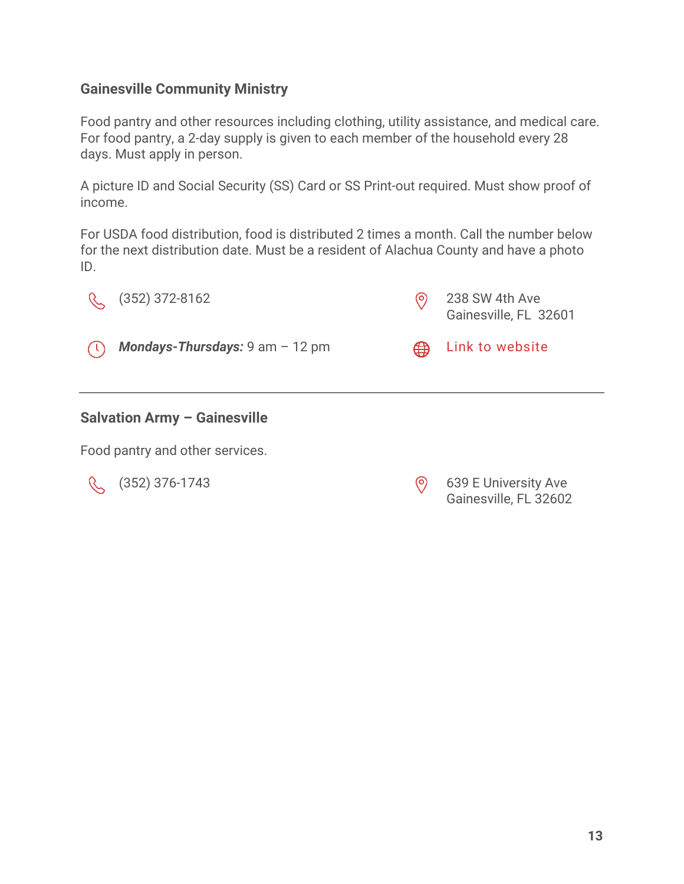### Gainesville Community Ministry

Food pantry and other resources including clothing, utility assistance, and medical care. For food pantry, a 2-day supply is given to each member of the household every 28 days. Must apply in person.

A picture ID and Social Security (SS) Card or SS Print-out required. Must show proof of income.

For USDA food distribution, food is distributed 2 times a month. Call the number below for the next distribution date. Must be a resident of Alachua County and have a photo ID.

(352) 372-8162

238 SW 4th Ave
Gainesville, FL 32601

***Mondays-Thursdays:*** 9 am – 12 pm

Link to website

---

### Salvation Army – Gainesville

Food pantry and other services.

(352) 376-1743

639 E University Ave
Gainesville, FL 32602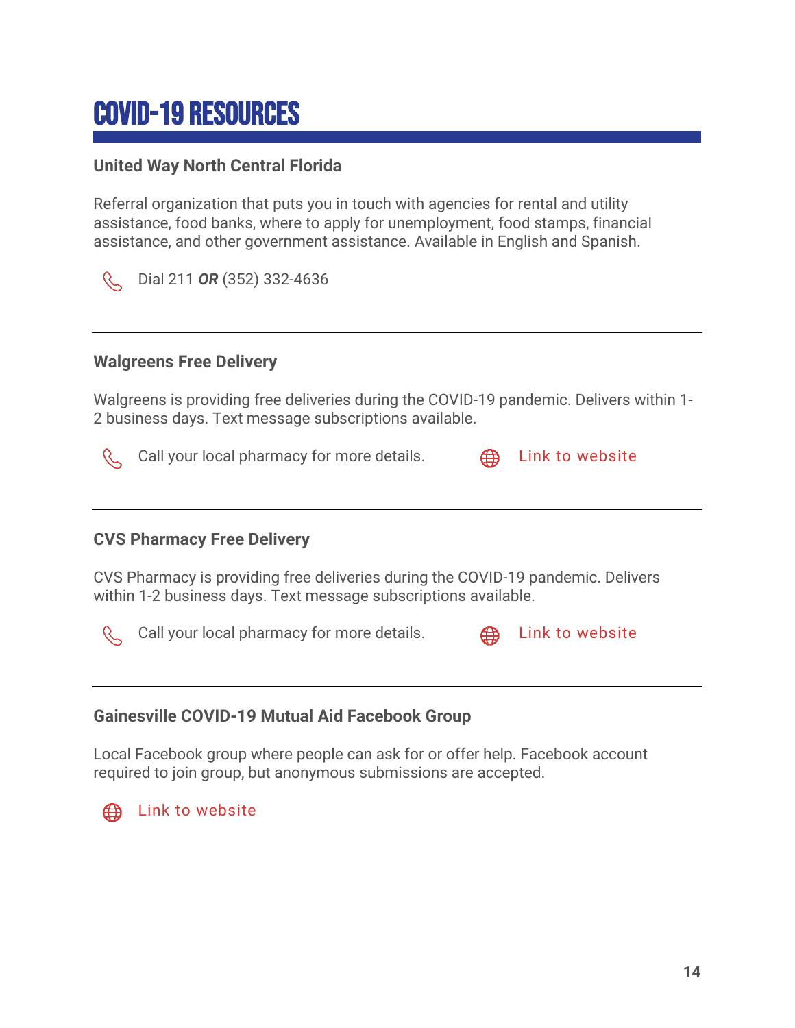# COVID-19 RESOURCES

### United Way North Central Florida

Referral organization that puts you in touch with agencies for rental and utility assistance, food banks, where to apply for unemployment, food stamps, financial assistance, and other government assistance. Available in English and Spanish.

Dial 211 ***OR*** (352) 332-4636

---

### Walgreens Free Delivery

Walgreens is providing free deliveries during the COVID-19 pandemic. Delivers within 1-2 business days. Text message subscriptions available.

Call your local pharmacy for more details.

Link to website

---

### CVS Pharmacy Free Delivery

CVS Pharmacy is providing free deliveries during the COVID-19 pandemic. Delivers within 1-2 business days. Text message subscriptions available.

Call your local pharmacy for more details.

Link to website

---

### Gainesville COVID-19 Mutual Aid Facebook Group

Local Facebook group where people can ask for or offer help. Facebook account required to join group, but anonymous submissions are accepted.

Link to website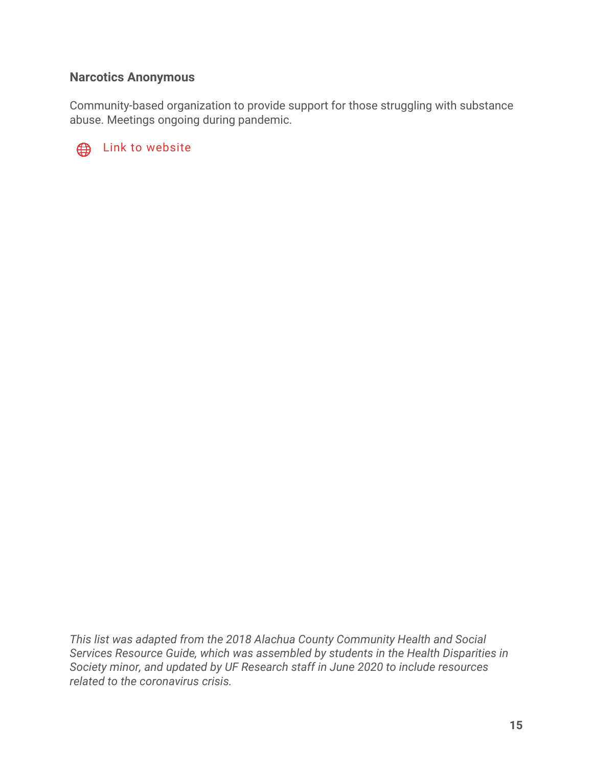**Narcotics Anonymous**

Community-based organization to provide support for those struggling with substance abuse. Meetings ongoing during pandemic.

Link to website

*This list was adapted from the 2018 Alachua County Community Health and Social Services Resource Guide, which was assembled by students in the Health Disparities in Society minor, and updated by UF Research staff in June 2020 to include resources related to the coronavirus crisis.*